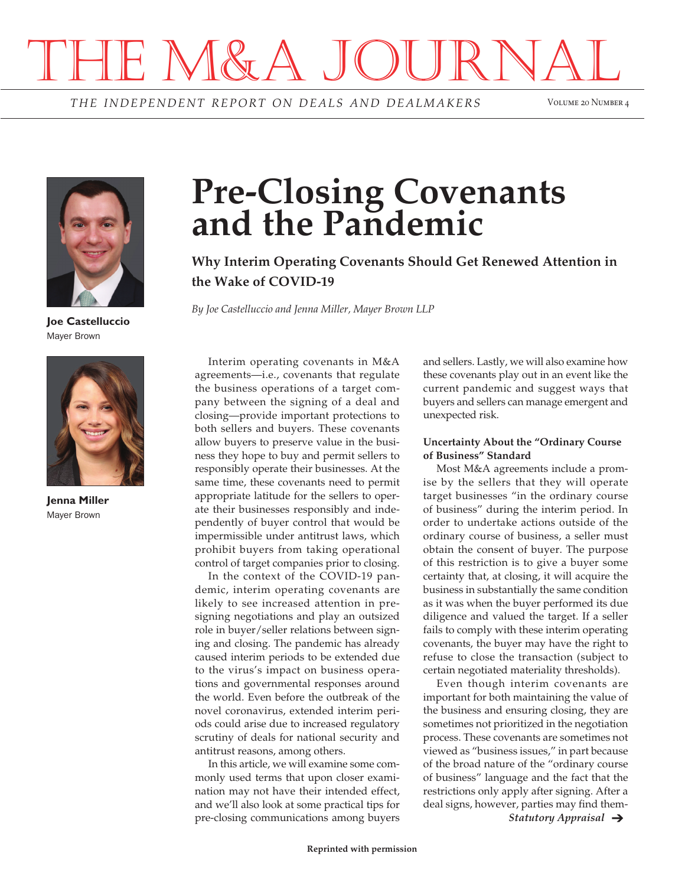# THE M&A JOURNAL

*THE INDEPENDENT REPORT ON DEALS AND DEALMAKERS*

**Joe Castelluccio**
Mayer Brown

**Jenna Miller**
Mayer Brown

# Pre-Closing Covenants and the Pandemic

## Why Interim Operating Covenants Should Get Renewed Attention in the Wake of COVID-19

*By Joe Castelluccio and Jenna Miller, Mayer Brown LLP*

Interim operating covenants in M&A agreements—i.e., covenants that regulate the business operations of a target company between the signing of a deal and closing—provide important protections to both sellers and buyers. These covenants allow buyers to preserve value in the business they hope to buy and permit sellers to responsibly operate their businesses. At the same time, these covenants need to permit appropriate latitude for the sellers to operate their businesses responsibly and independently of buyer control that would be impermissible under antitrust laws, which prohibit buyers from taking operational control of target companies prior to closing.

In the context of the COVID-19 pandemic, interim operating covenants are likely to see increased attention in pre-signing negotiations and play an outsized role in buyer/seller relations between signing and closing. The pandemic has already caused interim periods to be extended due to the virus's impact on business operations and governmental responses around the world. Even before the outbreak of the novel coronavirus, extended interim periods could arise due to increased regulatory scrutiny of deals for national security and antitrust reasons, among others.

In this article, we will examine some commonly used terms that upon closer examination may not have their intended effect, and we'll also look at some practical tips for pre-closing communications among buyers and sellers. Lastly, we will also examine how these covenants play out in an event like the current pandemic and suggest ways that buyers and sellers can manage emergent and unexpected risk.

### Uncertainty About the "Ordinary Course of Business" Standard

Most M&A agreements include a promise by the sellers that they will operate target businesses "in the ordinary course of business" during the interim period. In order to undertake actions outside of the ordinary course of business, a seller must obtain the consent of buyer. The purpose of this restriction is to give a buyer some certainty that, at closing, it will acquire the business in substantially the same condition as it was when the buyer performed its due diligence and valued the target. If a seller fails to comply with these interim operating covenants, the buyer may have the right to refuse to close the transaction (subject to certain negotiated materiality thresholds).

Even though interim covenants are important for both maintaining the value of the business and ensuring closing, they are sometimes not prioritized in the negotiation process. These covenants are sometimes not viewed as "business issues," in part because of the broad nature of the "ordinary course of business" language and the fact that the restrictions only apply after signing. After a deal signs, however, parties may find them-

*Statutory Appraisal* ➔

Reprinted with permission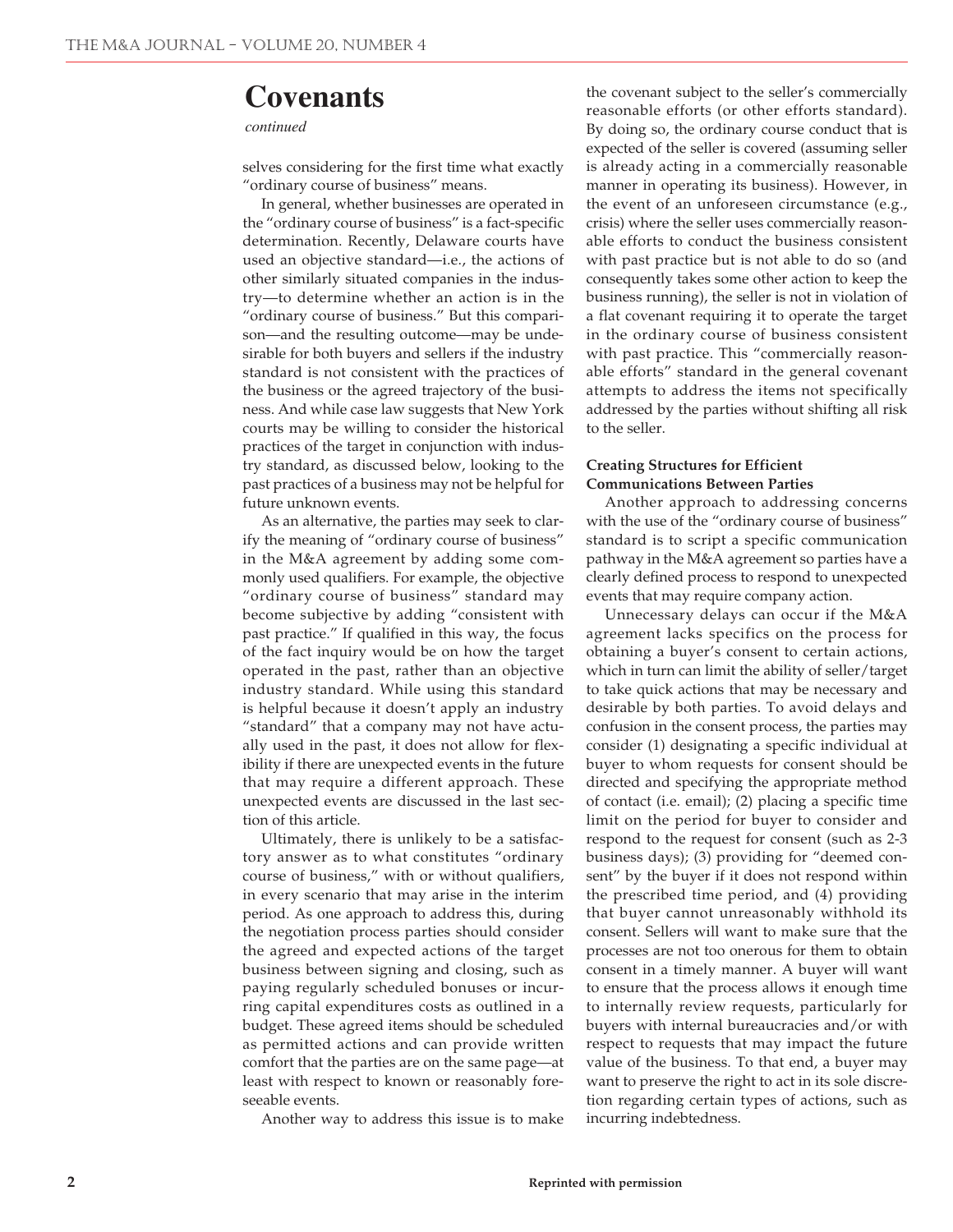# Covenants

*continued*

selves considering for the first time what exactly "ordinary course of business" means.

In general, whether businesses are operated in the "ordinary course of business" is a fact-specific determination. Recently, Delaware courts have used an objective standard—i.e., the actions of other similarly situated companies in the industry—to determine whether an action is in the "ordinary course of business." But this comparison—and the resulting outcome—may be undesirable for both buyers and sellers if the industry standard is not consistent with the practices of the business or the agreed trajectory of the business. And while case law suggests that New York courts may be willing to consider the historical practices of the target in conjunction with industry standard, as discussed below, looking to the past practices of a business may not be helpful for future unknown events.

As an alternative, the parties may seek to clarify the meaning of "ordinary course of business" in the M&A agreement by adding some commonly used qualifiers. For example, the objective "ordinary course of business" standard may become subjective by adding "consistent with past practice." If qualified in this way, the focus of the fact inquiry would be on how the target operated in the past, rather than an objective industry standard. While using this standard is helpful because it doesn't apply an industry "standard" that a company may not have actually used in the past, it does not allow for flexibility if there are unexpected events in the future that may require a different approach. These unexpected events are discussed in the last section of this article.

Ultimately, there is unlikely to be a satisfactory answer as to what constitutes "ordinary course of business," with or without qualifiers, in every scenario that may arise in the interim period. As one approach to address this, during the negotiation process parties should consider the agreed and expected actions of the target business between signing and closing, such as paying regularly scheduled bonuses or incurring capital expenditures costs as outlined in a budget. These agreed items should be scheduled as permitted actions and can provide written comfort that the parties are on the same page—at least with respect to known or reasonably foreseeable events.

Another way to address this issue is to make the covenant subject to the seller's commercially reasonable efforts (or other efforts standard). By doing so, the ordinary course conduct that is expected of the seller is covered (assuming seller is already acting in a commercially reasonable manner in operating its business). However, in the event of an unforeseen circumstance (e.g., crisis) where the seller uses commercially reasonable efforts to conduct the business consistent with past practice but is not able to do so (and consequently takes some other action to keep the business running), the seller is not in violation of a flat covenant requiring it to operate the target in the ordinary course of business consistent with past practice. This "commercially reasonable efforts" standard in the general covenant attempts to address the items not specifically addressed by the parties without shifting all risk to the seller.

### Creating Structures for Efficient Communications Between Parties

Another approach to addressing concerns with the use of the "ordinary course of business" standard is to script a specific communication pathway in the M&A agreement so parties have a clearly defined process to respond to unexpected events that may require company action.

Unnecessary delays can occur if the M&A agreement lacks specifics on the process for obtaining a buyer's consent to certain actions, which in turn can limit the ability of seller/target to take quick actions that may be necessary and desirable by both parties. To avoid delays and confusion in the consent process, the parties may consider (1) designating a specific individual at buyer to whom requests for consent should be directed and specifying the appropriate method of contact (i.e. email); (2) placing a specific time limit on the period for buyer to consider and respond to the request for consent (such as 2-3 business days); (3) providing for "deemed consent" by the buyer if it does not respond within the prescribed time period, and (4) providing that buyer cannot unreasonably withhold its consent. Sellers will want to make sure that the processes are not too onerous for them to obtain consent in a timely manner. A buyer will want to ensure that the process allows it enough time to internally review requests, particularly for buyers with internal bureaucracies and/or with respect to requests that may impact the future value of the business. To that end, a buyer may want to preserve the right to act in its sole discretion regarding certain types of actions, such as incurring indebtedness.

Reprinted with permission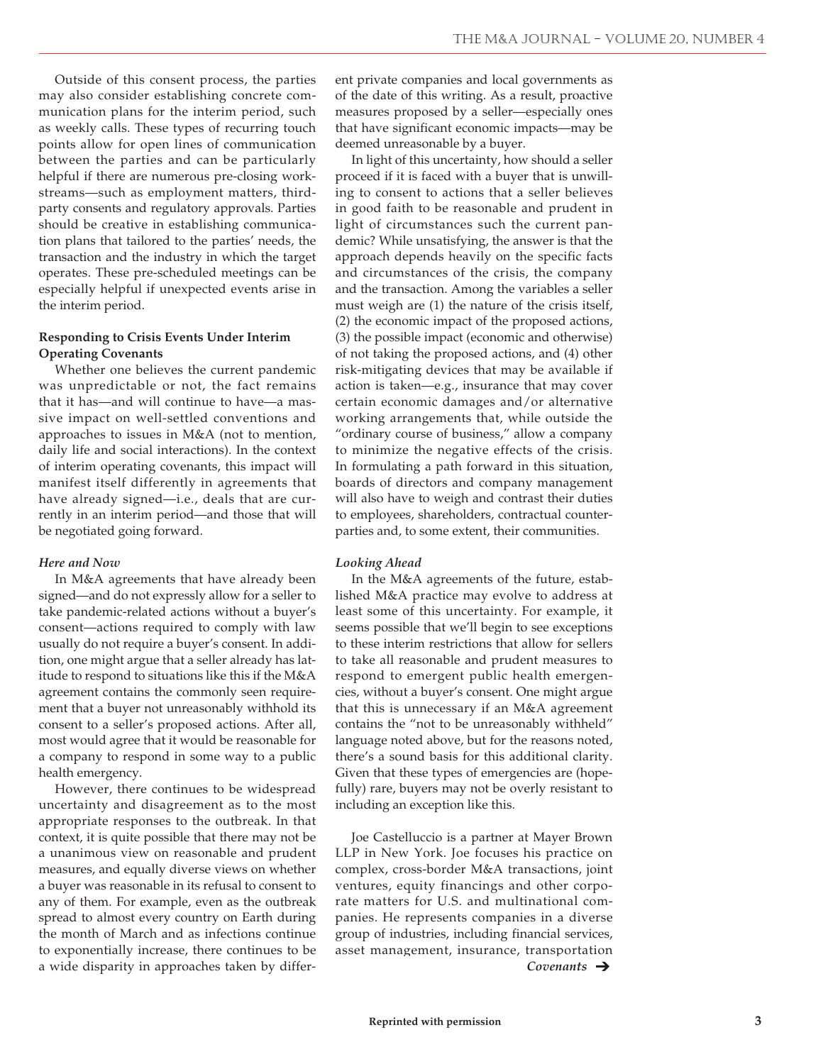Outside of this consent process, the parties may also consider establishing concrete communication plans for the interim period, such as weekly calls. These types of recurring touch points allow for open lines of communication between the parties and can be particularly helpful if there are numerous pre-closing workstreams—such as employment matters, third-party consents and regulatory approvals. Parties should be creative in establishing communication plans that tailored to the parties' needs, the transaction and the industry in which the target operates. These pre-scheduled meetings can be especially helpful if unexpected events arise in the interim period.

**Responding to Crisis Events Under Interim Operating Covenants**

Whether one believes the current pandemic was unpredictable or not, the fact remains that it has—and will continue to have—a massive impact on well-settled conventions and approaches to issues in M&A (not to mention, daily life and social interactions). In the context of interim operating covenants, this impact will manifest itself differently in agreements that have already signed—i.e., deals that are currently in an interim period—and those that will be negotiated going forward.

***Here and Now***

In M&A agreements that have already been signed—and do not expressly allow for a seller to take pandemic-related actions without a buyer's consent—actions required to comply with law usually do not require a buyer's consent. In addition, one might argue that a seller already has latitude to respond to situations like this if the M&A agreement contains the commonly seen requirement that a buyer not unreasonably withhold its consent to a seller's proposed actions. After all, most would agree that it would be reasonable for a company to respond in some way to a public health emergency.

However, there continues to be widespread uncertainty and disagreement as to the most appropriate responses to the outbreak. In that context, it is quite possible that there may not be a unanimous view on reasonable and prudent measures, and equally diverse views on whether a buyer was reasonable in its refusal to consent to any of them. For example, even as the outbreak spread to almost every country on Earth during the month of March and as infections continue to exponentially increase, there continues to be a wide disparity in approaches taken by different private companies and local governments as of the date of this writing. As a result, proactive measures proposed by a seller—especially ones that have significant economic impacts—may be deemed unreasonable by a buyer.

In light of this uncertainty, how should a seller proceed if it is faced with a buyer that is unwilling to consent to actions that a seller believes in good faith to be reasonable and prudent in light of circumstances such the current pandemic? While unsatisfying, the answer is that the approach depends heavily on the specific facts and circumstances of the crisis, the company and the transaction. Among the variables a seller must weigh are (1) the nature of the crisis itself, (2) the economic impact of the proposed actions, (3) the possible impact (economic and otherwise) of not taking the proposed actions, and (4) other risk-mitigating devices that may be available if action is taken—e.g., insurance that may cover certain economic damages and/or alternative working arrangements that, while outside the "ordinary course of business," allow a company to minimize the negative effects of the crisis. In formulating a path forward in this situation, boards of directors and company management will also have to weigh and contrast their duties to employees, shareholders, contractual counterparties and, to some extent, their communities.

***Looking Ahead***

In the M&A agreements of the future, established M&A practice may evolve to address at least some of this uncertainty. For example, it seems possible that we'll begin to see exceptions to these interim restrictions that allow for sellers to take all reasonable and prudent measures to respond to emergent public health emergencies, without a buyer's consent. One might argue that this is unnecessary if an M&A agreement contains the "not to be unreasonably withheld" language noted above, but for the reasons noted, there's a sound basis for this additional clarity. Given that these types of emergencies are (hopefully) rare, buyers may not be overly resistant to including an exception like this.

Joe Castelluccio is a partner at Mayer Brown LLP in New York. Joe focuses his practice on complex, cross-border M&A transactions, joint ventures, equity financings and other corporate matters for U.S. and multinational companies. He represents companies in a diverse group of industries, including financial services, asset management, insurance, transportation

*Covenants* ➔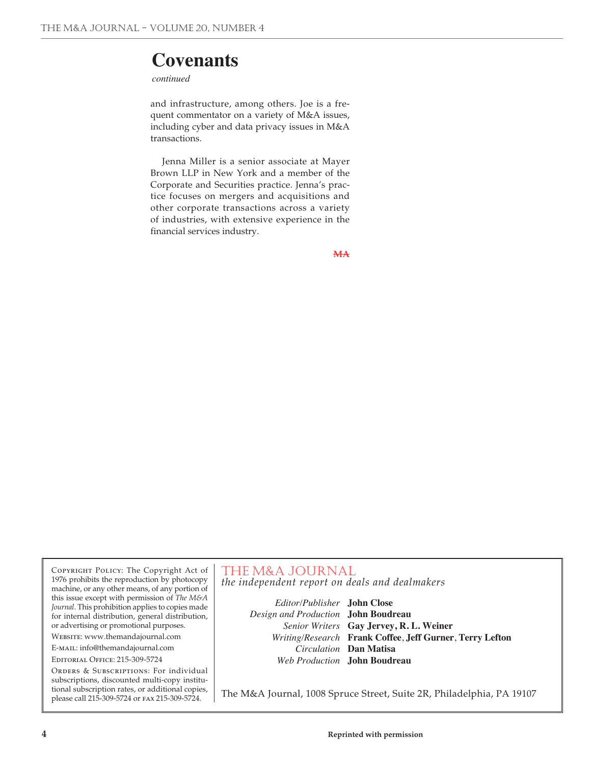# Covenants

*continued*

and infrastructure, among others. Joe is a frequent commentator on a variety of M&A issues, including cyber and data privacy issues in M&A transactions.

Jenna Miller is a senior associate at Mayer Brown LLP in New York and a member of the Corporate and Securities practice. Jenna's practice focuses on mergers and acquisitions and other corporate transactions across a variety of industries, with extensive experience in the financial services industry.

MA

COPYRIGHT POLICY: The Copyright Act of 1976 prohibits the reproduction by photocopy machine, or any other means, of any portion of this issue except with permission of *The M&A Journal*. This prohibition applies to copies made for internal distribution, general distribution, or advertising or promotional purposes.

WEBSITE: www.themandajournal.com

E-MAIL: info@themandajournal.com

EDITORIAL OFFICE: 215-309-5724

ORDERS & SUBSCRIPTIONS: For individual subscriptions, discounted multi-copy institutional subscription rates, or additional copies, please call 215-309-5724 or FAX 215-309-5724.

THE M&A JOURNAL

*the independent report on deals and dealmakers*

*Editor/Publisher* **John Close**
*Design and Production* **John Boudreau**
*Senior Writers* **Gay Jervey, R. L. Weiner**
*Writing/Research* **Frank Coffee**, **Jeff Gurner**, **Terry Lefton**
*Circulation* **Dan Matisa**
*Web Production* **John Boudreau**

The M&A Journal, 1008 Spruce Street, Suite 2R, Philadelphia, PA 19107

**Reprinted with permission**